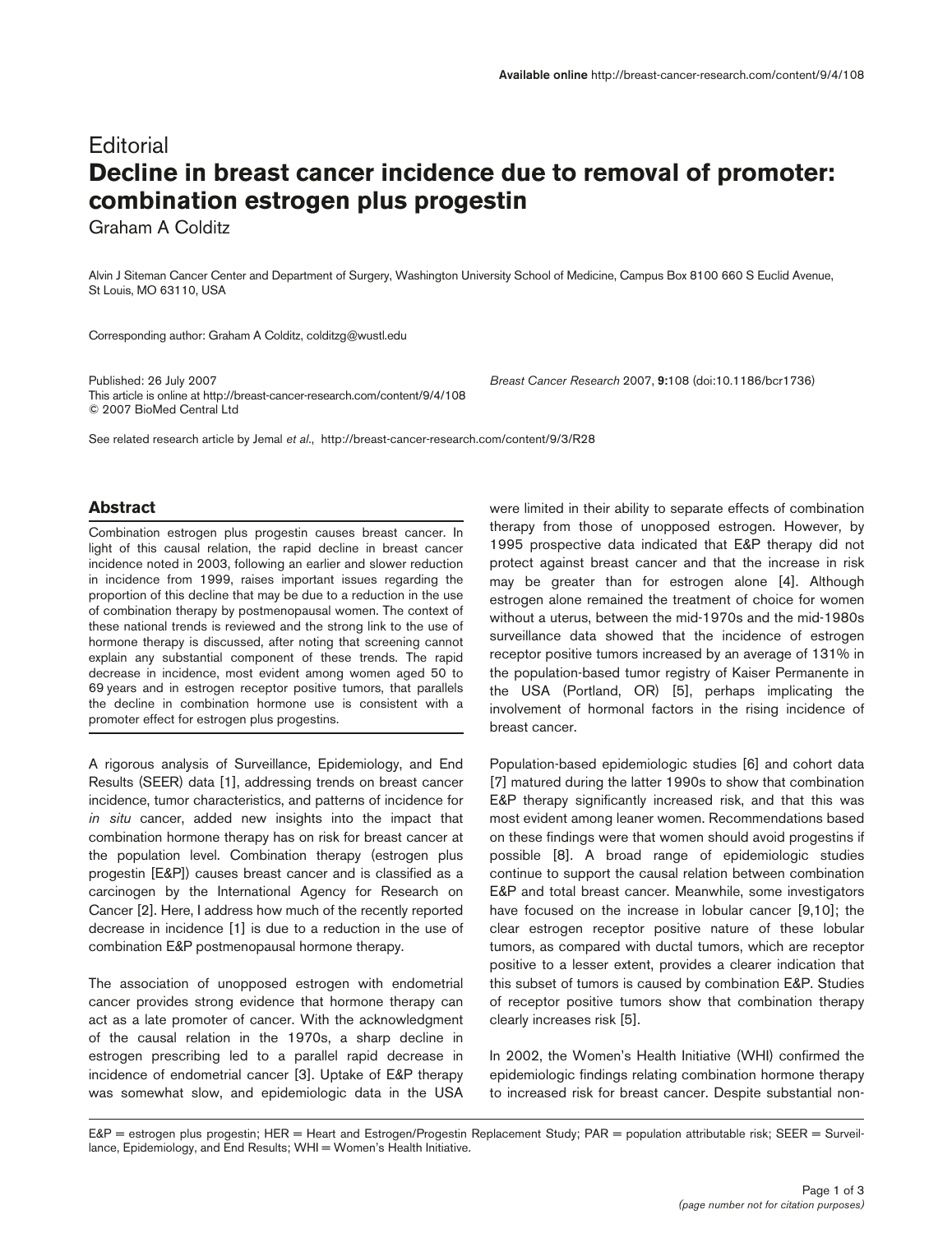Editorial

# Decline in breast cancer incidence due to removal of promoter: combination estrogen plus progestin

Graham A Colditz

Alvin J Siteman Cancer Center and Department of Surgery, Washington University School of Medicine, Campus Box 8100 660 S Euclid Avenue, St Louis, MO 63110, USA

Corresponding author: Graham A Colditz, colditzg@wustl.edu

Published: 26 July 2007

This article is online at http://breast-cancer-research.com/content/9/4/108

© 2007 BioMed Central Ltd

*Breast Cancer Research* 2007, **9**:108 (doi:10.1186/bcr1736)

See related research article by Jemal *et al*., http://breast-cancer-research.com/content/9/3/R28

## Abstract

Combination estrogen plus progestin causes breast cancer. In light of this causal relation, the rapid decline in breast cancer incidence noted in 2003, following an earlier and slower reduction in incidence from 1999, raises important issues regarding the proportion of this decline that may be due to a reduction in the use of combination therapy by postmenopausal women. The context of these national trends is reviewed and the strong link to the use of hormone therapy is discussed, after noting that screening cannot explain any substantial component of these trends. The rapid decrease in incidence, most evident among women aged 50 to 69 years and in estrogen receptor positive tumors, that parallels the decline in combination hormone use is consistent with a promoter effect for estrogen plus progestins.

A rigorous analysis of Surveillance, Epidemiology, and End Results (SEER) data [1], addressing trends on breast cancer incidence, tumor characteristics, and patterns of incidence for *in situ* cancer, added new insights into the impact that combination hormone therapy has on risk for breast cancer at the population level. Combination therapy (estrogen plus progestin [E&P]) causes breast cancer and is classified as a carcinogen by the International Agency for Research on Cancer [2]. Here, I address how much of the recently reported decrease in incidence [1] is due to a reduction in the use of combination E&P postmenopausal hormone therapy.

The association of unopposed estrogen with endometrial cancer provides strong evidence that hormone therapy can act as a late promoter of cancer. With the acknowledgment of the causal relation in the 1970s, a sharp decline in estrogen prescribing led to a parallel rapid decrease in incidence of endometrial cancer [3]. Uptake of E&P therapy was somewhat slow, and epidemiologic data in the USA were limited in their ability to separate effects of combination therapy from those of unopposed estrogen. However, by 1995 prospective data indicated that E&P therapy did not protect against breast cancer and that the increase in risk may be greater than for estrogen alone [4]. Although estrogen alone remained the treatment of choice for women without a uterus, between the mid-1970s and the mid-1980s surveillance data showed that the incidence of estrogen receptor positive tumors increased by an average of 131% in the population-based tumor registry of Kaiser Permanente in the USA (Portland, OR) [5], perhaps implicating the involvement of hormonal factors in the rising incidence of breast cancer.

Population-based epidemiologic studies [6] and cohort data [7] matured during the latter 1990s to show that combination E&P therapy significantly increased risk, and that this was most evident among leaner women. Recommendations based on these findings were that women should avoid progestins if possible [8]. A broad range of epidemiologic studies continue to support the causal relation between combination E&P and total breast cancer. Meanwhile, some investigators have focused on the increase in lobular cancer [9,10]; the clear estrogen receptor positive nature of these lobular tumors, as compared with ductal tumors, which are receptor positive to a lesser extent, provides a clearer indication that this subset of tumors is caused by combination E&P. Studies of receptor positive tumors show that combination therapy clearly increases risk [5].

In 2002, the Women's Health Initiative (WHI) confirmed the epidemiologic findings relating combination hormone therapy to increased risk for breast cancer. Despite substantial non-

E&P = estrogen plus progestin; HER = Heart and Estrogen/Progestin Replacement Study; PAR = population attributable risk; SEER = Surveillance, Epidemiology, and End Results; WHI = Women's Health Initiative.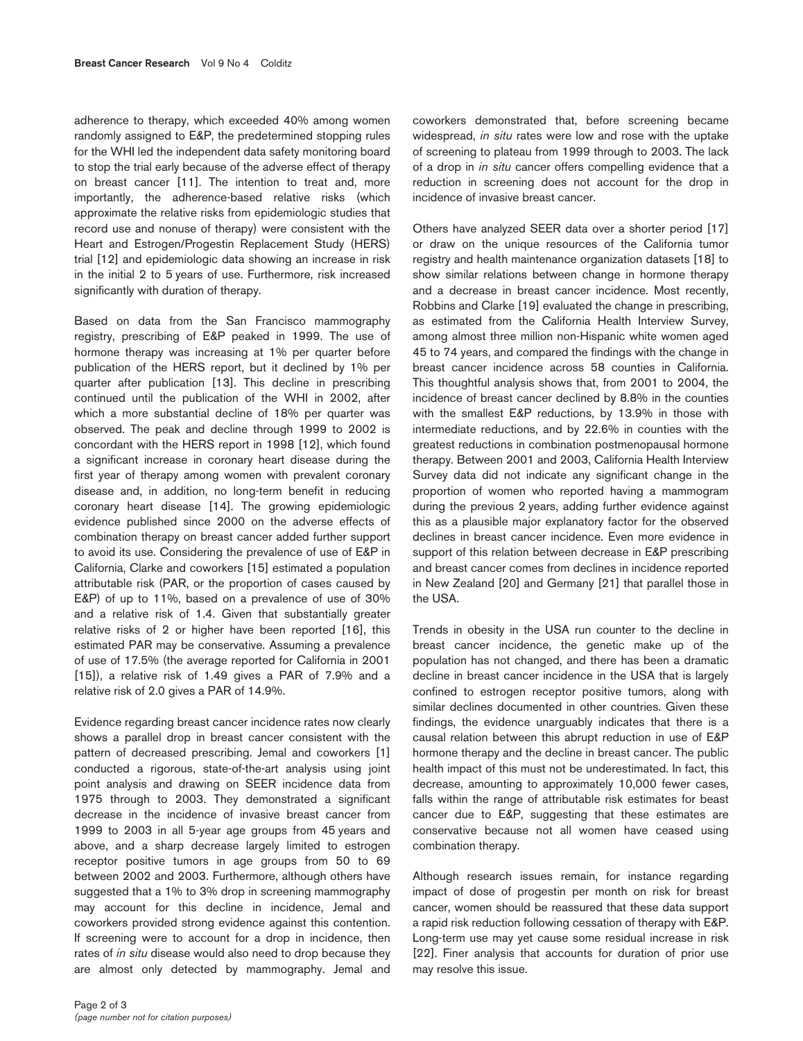adherence to therapy, which exceeded 40% among women randomly assigned to E&P, the predetermined stopping rules for the WHI led the independent data safety monitoring board to stop the trial early because of the adverse effect of therapy on breast cancer [11]. The intention to treat and, more importantly, the adherence-based relative risks (which approximate the relative risks from epidemiologic studies that record use and nonuse of therapy) were consistent with the Heart and Estrogen/Progestin Replacement Study (HERS) trial [12] and epidemiologic data showing an increase in risk in the initial 2 to 5 years of use. Furthermore, risk increased significantly with duration of therapy.

Based on data from the San Francisco mammography registry, prescribing of E&P peaked in 1999. The use of hormone therapy was increasing at 1% per quarter before publication of the HERS report, but it declined by 1% per quarter after publication [13]. This decline in prescribing continued until the publication of the WHI in 2002, after which a more substantial decline of 18% per quarter was observed. The peak and decline through 1999 to 2002 is concordant with the HERS report in 1998 [12], which found a significant increase in coronary heart disease during the first year of therapy among women with prevalent coronary disease and, in addition, no long-term benefit in reducing coronary heart disease [14]. The growing epidemiologic evidence published since 2000 on the adverse effects of combination therapy on breast cancer added further support to avoid its use. Considering the prevalence of use of E&P in California, Clarke and coworkers [15] estimated a population attributable risk (PAR, or the proportion of cases caused by E&P) of up to 11%, based on a prevalence of use of 30% and a relative risk of 1.4. Given that substantially greater relative risks of 2 or higher have been reported [16], this estimated PAR may be conservative. Assuming a prevalence of use of 17.5% (the average reported for California in 2001 [15]), a relative risk of 1.49 gives a PAR of 7.9% and a relative risk of 2.0 gives a PAR of 14.9%.

Evidence regarding breast cancer incidence rates now clearly shows a parallel drop in breast cancer consistent with the pattern of decreased prescribing. Jemal and coworkers [1] conducted a rigorous, state-of-the-art analysis using joint point analysis and drawing on SEER incidence data from 1975 through to 2003. They demonstrated a significant decrease in the incidence of invasive breast cancer from 1999 to 2003 in all 5-year age groups from 45 years and above, and a sharp decrease largely limited to estrogen receptor positive tumors in age groups from 50 to 69 between 2002 and 2003. Furthermore, although others have suggested that a 1% to 3% drop in screening mammography may account for this decline in incidence, Jemal and coworkers provided strong evidence against this contention. If screening were to account for a drop in incidence, then rates of *in situ* disease would also need to drop because they are almost only detected by mammography. Jemal and coworkers demonstrated that, before screening became widespread, *in situ* rates were low and rose with the uptake of screening to plateau from 1999 through to 2003. The lack of a drop in *in situ* cancer offers compelling evidence that a reduction in screening does not account for the drop in incidence of invasive breast cancer.

Others have analyzed SEER data over a shorter period [17] or draw on the unique resources of the California tumor registry and health maintenance organization datasets [18] to show similar relations between change in hormone therapy and a decrease in breast cancer incidence. Most recently, Robbins and Clarke [19] evaluated the change in prescribing, as estimated from the California Health Interview Survey, among almost three million non-Hispanic white women aged 45 to 74 years, and compared the findings with the change in breast cancer incidence across 58 counties in California. This thoughtful analysis shows that, from 2001 to 2004, the incidence of breast cancer declined by 8.8% in the counties with the smallest E&P reductions, by 13.9% in those with intermediate reductions, and by 22.6% in counties with the greatest reductions in combination postmenopausal hormone therapy. Between 2001 and 2003, California Health Interview Survey data did not indicate any significant change in the proportion of women who reported having a mammogram during the previous 2 years, adding further evidence against this as a plausible major explanatory factor for the observed declines in breast cancer incidence. Even more evidence in support of this relation between decrease in E&P prescribing and breast cancer comes from declines in incidence reported in New Zealand [20] and Germany [21] that parallel those in the USA.

Trends in obesity in the USA run counter to the decline in breast cancer incidence, the genetic make up of the population has not changed, and there has been a dramatic decline in breast cancer incidence in the USA that is largely confined to estrogen receptor positive tumors, along with similar declines documented in other countries. Given these findings, the evidence unarguably indicates that there is a causal relation between this abrupt reduction in use of E&P hormone therapy and the decline in breast cancer. The public health impact of this must not be underestimated. In fact, this decrease, amounting to approximately 10,000 fewer cases, falls within the range of attributable risk estimates for beast cancer due to E&P, suggesting that these estimates are conservative because not all women have ceased using combination therapy.

Although research issues remain, for instance regarding impact of dose of progestin per month on risk for breast cancer, women should be reassured that these data support a rapid risk reduction following cessation of therapy with E&P. Long-term use may yet cause some residual increase in risk [22]. Finer analysis that accounts for duration of prior use may resolve this issue.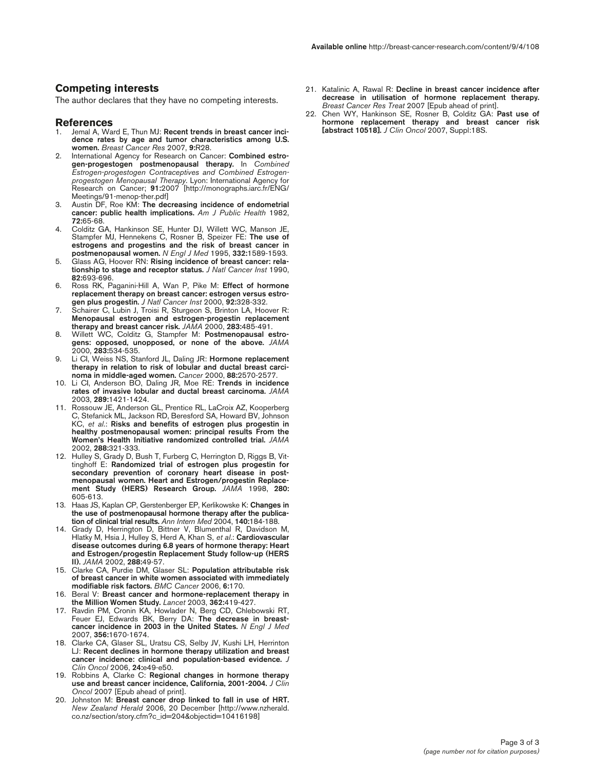## Competing interests

The author declares that they have no competing interests.

## References

1. Jemal A, Ward E, Thun MJ: **Recent trends in breast cancer incidence rates by age and tumor characteristics among U.S. women.** *Breast Cancer Res* 2007, **9:**R28.
2. International Agency for Research on Cancer: **Combined estrogen-progestogen postmenopausal therapy.** In *Combined Estrogen-progestogen Contraceptives and Combined Estrogen-progestogen Menopausal Therapy.* Lyon: International Agency for Research on Cancer; **91:**2007 [http://monographs.iarc.fr/ENG/Meetings/91-menop-ther.pdf]
3. Austin DF, Roe KM: **The decreasing incidence of endometrial cancer: public health implications.** *Am J Public Health* 1982, **72:**65-68.
4. Colditz GA, Hankinson SE, Hunter DJ, Willett WC, Manson JE, Stampfer MJ, Hennekens C, Rosner B, Speizer FE: **The use of estrogens and progestins and the risk of breast cancer in postmenopausal women.** *N Engl J Med* 1995, **332:**1589-1593.
5. Glass AG, Hoover RN: **Rising incidence of breast cancer: relationship to stage and receptor status.** *J Natl Cancer Inst* 1990, **82:**693-696.
6. Ross RK, Paganini-Hill A, Wan P, Pike M: **Effect of hormone replacement therapy on breast cancer: estrogen versus estrogen plus progestin.** *J Natl Cancer Inst* 2000, **92:**328-332.
7. Schairer C, Lubin J, Troisi R, Sturgeon S, Brinton LA, Hoover R: **Menopausal estrogen and estrogen-progestin replacement therapy and breast cancer risk.** *JAMA* 2000, **283:**485-491.
8. Willett WC, Colditz G, Stampfer M: **Postmenopausal estrogens: opposed, unopposed, or none of the above.** *JAMA* 2000, **283:**534-535.
9. Li CI, Weiss NS, Stanford JL, Daling JR: **Hormone replacement therapy in relation to risk of lobular and ductal breast carcinoma in middle-aged women.** *Cancer* 2000, **88:**2570-2577.
10. Li CI, Anderson BO, Daling JR, Moe RE: **Trends in incidence rates of invasive lobular and ductal breast carcinoma.** *JAMA* 2003, **289:**1421-1424.
11. Rossouw JE, Anderson GL, Prentice RL, LaCroix AZ, Kooperberg C, Stefanick ML, Jackson RD, Beresford SA, Howard BV, Johnson KC, *et al.*: **Risks and benefits of estrogen plus progestin in healthy postmenopausal women: principal results From the Women's Health Initiative randomized controlled trial.** *JAMA* 2002, **288:**321-333.
12. Hulley S, Grady D, Bush T, Furberg C, Herrington D, Riggs B, Vittinghoff E: **Randomized trial of estrogen plus progestin for secondary prevention of coronary heart disease in postmenopausal women. Heart and Estrogen/progestin Replacement Study (HERS) Research Group.** *JAMA* 1998, **280:** 605-613.
13. Haas JS, Kaplan CP, Gerstenberger EP, Kerlikowske K: **Changes in the use of postmenopausal hormone therapy after the publication of clinical trial results.** *Ann Intern Med* 2004, **140:**184-188.
14. Grady D, Herrington D, Bittner V, Blumenthal R, Davidson M, Hlatky M, Hsia J, Hulley S, Herd A, Khan S, *et al.*: **Cardiovascular disease outcomes during 6.8 years of hormone therapy: Heart and Estrogen/progestin Replacement Study follow-up (HERS II).** *JAMA* 2002, **288:**49-57.
15. Clarke CA, Purdie DM, Glaser SL: **Population attributable risk of breast cancer in white women associated with immediately modifiable risk factors.** *BMC Cancer* 2006, **6:**170.
16. Beral V: **Breast cancer and hormone-replacement therapy in the Million Women Study.** *Lancet* 2003, **362:**419-427.
17. Ravdin PM, Cronin KA, Howlader N, Berg CD, Chlebowski RT, Feuer EJ, Edwards BK, Berry DA: **The decrease in breast-cancer incidence in 2003 in the United States.** *N Engl J Med* 2007, **356:**1670-1674.
18. Clarke CA, Glaser SL, Uratsu CS, Selby JV, Kushi LH, Herrinton LJ: **Recent declines in hormone therapy utilization and breast cancer incidence: clinical and population-based evidence.** *J Clin Oncol* 2006, **24:**e49-e50.
19. Robbins A, Clarke C: **Regional changes in hormone therapy use and breast cancer incidence, California, 2001-2004.** *J Clin Oncol* 2007 [Epub ahead of print].
20. Johnston M: **Breast cancer drop linked to fall in use of HRT.** *New Zealand Herald* 2006, 20 December [http://www.nzherald.co.nz/section/story.cfm?c_id=204&objectid=10416198]
21. Katalinic A, Rawal R: **Decline in breast cancer incidence after decrease in utilisation of hormone replacement therapy.** *Breast Cancer Res Treat* 2007 [Epub ahead of print].
22. Chen WY, Hankinson SE, Rosner B, Colditz GA: **Past use of hormone replacement therapy and breast cancer risk [abstract 10518].** *J Clin Oncol* 2007, Suppl:18S.